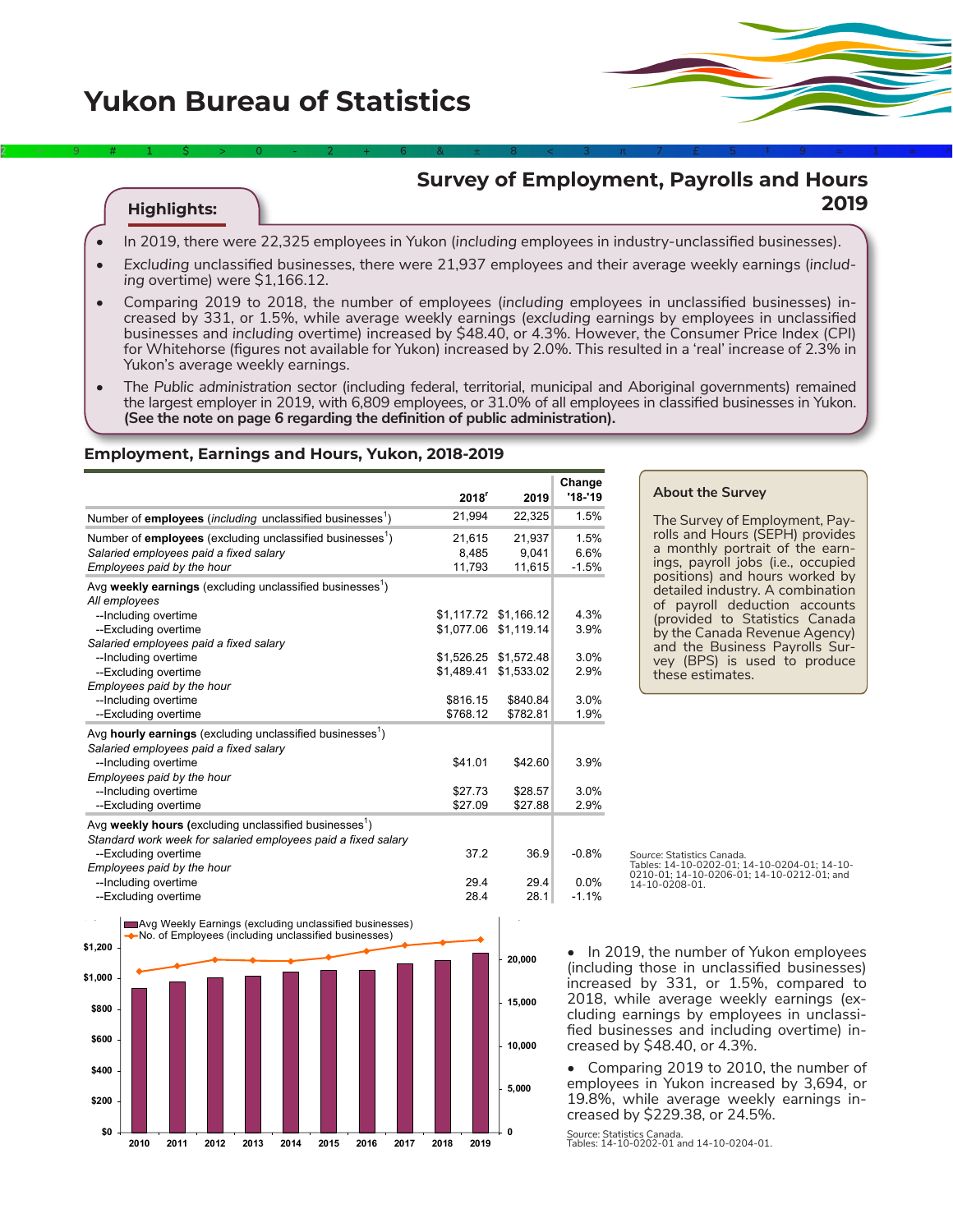# Yukon Bureau of Statistics

## Survey of Employment, Payrolls and Hours 2019

### Highlights:

- In 2019, there were 22,325 employees in Yukon (*including* employees in industry-unclassified businesses).
- *Excluding* unclassified businesses, there were 21,937 employees and their average weekly earnings (*including* overtime) were $1,166.12.
- Comparing 2019 to 2018, the number of employees (*including* employees in unclassified businesses) increased by 331, or 1.5%, while average weekly earnings (*excluding* earnings by employees in unclassified businesses and *including* overtime) increased by $48.40, or 4.3%. However, the Consumer Price Index (CPI) for Whitehorse (figures not available for Yukon) increased by 2.0%. This resulted in a 'real' increase of 2.3% in Yukon's average weekly earnings.
- The *Public administration* sector (including federal, territorial, municipal and Aboriginal governments) remained the largest employer in 2019, with 6,809 employees, or 31.0% of all employees in classified businesses in Yukon. **(See the note on page 6 regarding the definition of public administration).**

### Employment, Earnings and Hours, Yukon, 2018-2019

| | 2018[r] | 2019 | Change '18-'19 |
|---|---|---|---|
| Number of **employees** (*including* unclassified businesses[1]) | 21,994 | 22,325 | 1.5% |
| Number of **employees** (excluding unclassified businesses[1]) | 21,615 | 21,937 | 1.5% |
| *Salaried employees paid a fixed salary* | 8,485 | 9,041 | 6.6% |
| *Employees paid by the hour* | 11,793 | 11,615 | -1.5% |
| Avg **weekly earnings** (excluding unclassified businesses[1]) | | | |
| *All employees* | | | |
| --Including overtime | $1,117.72 | $1,166.12 | 4.3% |
| --Excluding overtime | $1,077.06 | $1,119.14 | 3.9% |
| *Salaried employees paid a fixed salary* | | | |
| --Including overtime | $1,526.25 | $1,572.48 | 3.0% |
| --Excluding overtime | $1,489.41 | $1,533.02 | 2.9% |
| *Employees paid by the hour* | | | |
| --Including overtime | $816.15 | $840.84 | 3.0% |
| --Excluding overtime | $768.12 | $782.81 | 1.9% |
| Avg **hourly earnings** (excluding unclassified businesses[1]) | | | |
| *Salaried employees paid a fixed salary* | | | |
| --Including overtime | $41.01 | $42.60 | 3.9% |
| *Employees paid by the hour* | | | |
| --Including overtime | $27.73 | $28.57 | 3.0% |
| --Excluding overtime | $27.09 | $27.88 | 2.9% |
| Avg **weekly hours (**excluding unclassified businesses[1]) | | | |
| *Standard work week for salaried employees paid a fixed salary* | | | |
| --Excluding overtime | 37.2 | 36.9 | -0.8% |
| *Employees paid by the hour* | | | |
| --Including overtime | 29.4 | 29.4 | 0.0% |
| --Excluding overtime | 28.4 | 28.1 | -1.1% |

Source: Statistics Canada.
Tables: 14-10-0202-01; 14-10-0204-01; 14-10-0210-01; 14-10-0206-01; 14-10-0212-01; and 14-10-0208-01.

#### About the Survey

The Survey of Employment, Payrolls and Hours (SEPH) provides a monthly portrait of the earnings, payroll jobs (i.e., occupied positions) and hours worked by detailed industry. A combination of payroll deduction accounts (provided to Statistics Canada by the Canada Revenue Agency) and the Business Payrolls Survey (BPS) is used to produce these estimates.

Avg Weekly Earnings (excluding unclassified businesses)
No. of Employees (including unclassified businesses)
$1,200
$1,000
$800
$600
$400
$200
$0
20,000
15,000
10,000
5,000
0
2010 2011 2012 2013 2014 2015 2016 2017 2018 2019

- In 2019, the number of Yukon employees (including those in unclassified businesses) increased by 331, or 1.5%, compared to 2018, while average weekly earnings (excluding earnings by employees in unclassified businesses and including overtime) increased by $48.40, or 4.3%.
- Comparing 2019 to 2010, the number of employees in Yukon increased by 3,694, or 19.8%, while average weekly earnings increased by $229.38, or 24.5%.

Source: Statistics Canada.
Tables: 14-10-0202-01 and 14-10-0204-01.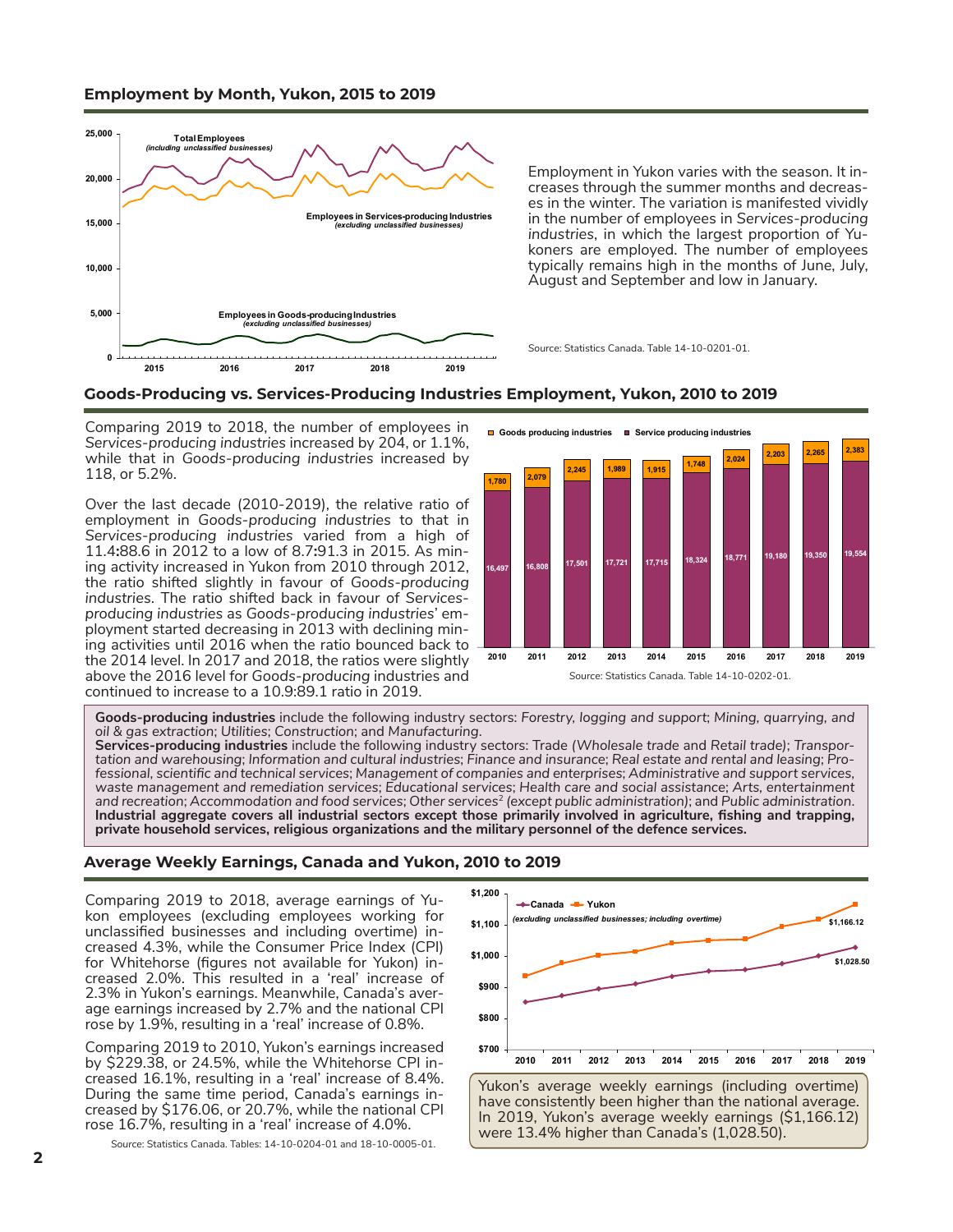## Employment by Month, Yukon, 2015 to 2019

25,000
20,000
15,000
10,000
5,000
0

Total Employees
*(including unclassified businesses)*

Employees in Services-producing Industries
*(excluding unclassified businesses)*

Employees in Goods-producing Industries
*(excluding unclassified businesses)*

2015 2016 2017 2018 2019

Employment in Yukon varies with the season. It increases through the summer months and decreases in the winter. The variation is manifested vividly in the number of employees in *Services-producing industries*, in which the largest proportion of Yukoners are employed. The number of employees typically remains high in the months of June, July, August and September and low in January.

Source: Statistics Canada. Table 14-10-0201-01.

## Goods-Producing vs. Services-Producing Industries Employment, Yukon, 2010 to 2019

Comparing 2019 to 2018, the number of employees in *Services-producing industries* increased by 204, or 1.1%, while that in *Goods-producing industries* increased by 118, or 5.2%.

Over the last decade (2010-2019), the relative ratio of employment in *Goods-producing industries* to that in *Services-producing industries* varied from a high of 11.4:88.6 in 2012 to a low of 8.7:91.3 in 2015. As mining activity increased in Yukon from 2010 through 2012, the ratio shifted slightly in favour of *Goods-producing industries*. The ratio shifted back in favour of *Services-producing industries* as *Goods-producing industries'* employment started decreasing in 2013 with declining mining activities until 2016 when the ratio bounced back to the 2014 level. In 2017 and 2018, the ratios were slightly above the 2016 level for *Goods-producing* industries and continued to increase to a 10.9:89.1 ratio in 2019.

Goods producing industries / Service producing industries

2010: 1,780 / 16,497
2011: 2,079 / 16,808
2012: 2,245 / 17,501
2013: 1,989 / 17,721
2014: 1,915 / 17,715
2015: 1,748 / 18,324
2016: 2,024 / 18,771
2017: 2,203 / 19,180
2018: 2,265 / 19,350
2019: 2,383 / 19,554

Source: Statistics Canada. Table 14-10-0202-01.

**Goods-producing industries** include the following industry sectors: *Forestry, logging and support*; *Mining, quarrying, and oil & gas extraction*; *Utilities*; *Construction*; and *Manufacturing*.
**Services-producing industries** include the following industry sectors: Trade (*Wholesale trade and Retail trade*); *Transportation and warehousing*; *Information and cultural industries*; *Finance and insurance*; *Real estate and rental and leasing*; *Professional, scientific and technical services*; *Management of companies and enterprises*; *Administrative and support services, waste management and remediation services*; *Educational services*; *Health care and social assistance*; *Arts, entertainment and recreation*; *Accommodation and food services*; *Other services*[2] *(except public administration)*; and *Public administration*.
**Industrial aggregate covers all industrial sectors except those primarily involved in agriculture, fishing and trapping, private household services, religious organizations and the military personnel of the defence services.**

## Average Weekly Earnings, Canada and Yukon, 2010 to 2019

Comparing 2019 to 2018, average earnings of Yukon employees (excluding employees working for unclassified businesses and including overtime) increased 4.3%, while the Consumer Price Index (CPI) for Whitehorse (figures not available for Yukon) increased 2.0%. This resulted in a 'real' increase of 2.3% in Yukon's earnings. Meanwhile, Canada's average earnings increased by 2.7% and the national CPI rose by 1.9%, resulting in a 'real' increase of 0.8%.

Comparing 2019 to 2010, Yukon's earnings increased by $229.38, or 24.5%, while the Whitehorse CPI increased 16.1%, resulting in a 'real' increase of 8.4%. During the same time period, Canada's earnings increased by $176.06, or 20.7%, while the national CPI rose 16.7%, resulting in a 'real' increase of 4.0%.

Source: Statistics Canada. Tables: 14-10-0204-01 and 18-10-0005-01.

Canada / Yukon
*(excluding unclassified businesses; including overtime)*

$1,200
$1,100
$1,000
$900
$800
$700

$1,166.12
$1,028.50

2010 2011 2012 2013 2014 2015 2016 2017 2018 2019

Yukon's average weekly earnings (including overtime) have consistently been higher than the national average. In 2019, Yukon's average weekly earnings ($1,166.12) were 13.4% higher than Canada's (1,028.50).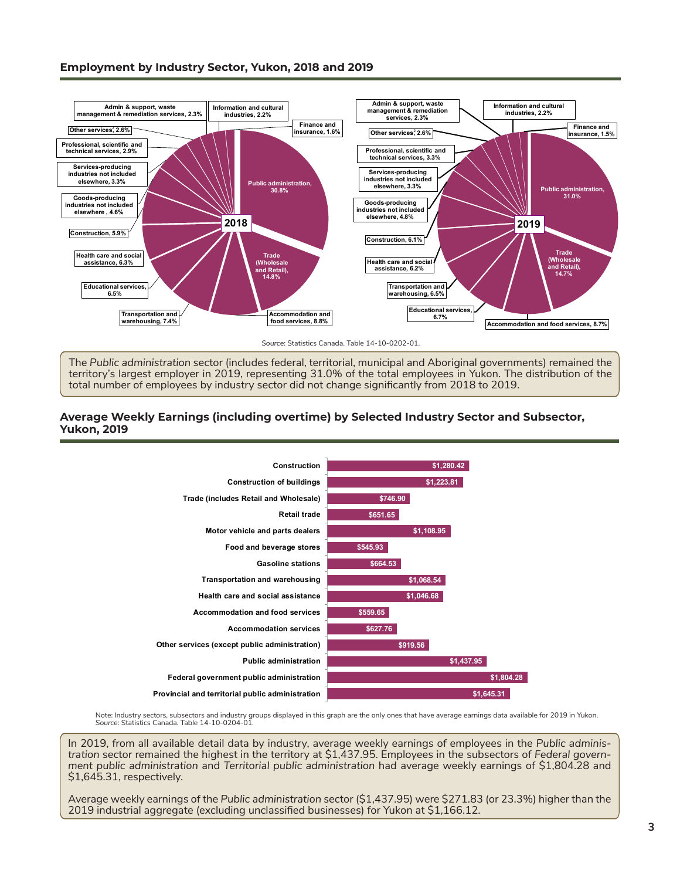## Employment by Industry Sector, Yukon, 2018 and 2019

2018

Public administration, 30.8%
Trade (Wholesale and Retail), 14.8%
Accommodation and food services, 8.8%
Transportation and warehousing, 7.4%
Educational services, 6.5%
Health care and social assistance, 6.3%
Construction, 5.9%
Goods-producing industries not included elsewhere , 4.6%
Services-producing industries not included elsewhere, 3.3%
Professional, scientific and technical services, 2.9%
Other services, 2.6%
Admin & support, waste management & remediation services, 2.3%
Information and cultural industries, 2.2%
Finance and insurance, 1.6%

2019

Public administration, 31.0%
Trade (Wholesale and Retail), 14.7%
Accommodation and food services, 8.7%
Educational services, 6.7%
Transportation and warehousing, 6.5%
Health care and social assistance, 6.2%
Construction, 6.1%
Goods-producing industries not included elsewhere, 4.8%
Services-producing industries not included elsewhere, 3.3%
Professional, scientific and technical services, 3.3%
Other services, 2.6%
Admin & support, waste management & remediation services, 2.3%
Information and cultural industries, 2.2%
Finance and insurance, 1.5%

Source: Statistics Canada. Table 14-10-0202-01.

The *Public administration* sector (includes federal, territorial, municipal and Aboriginal governments) remained the territory's largest employer in 2019, representing 31.0% of the total employees in Yukon. The distribution of the total number of employees by industry sector did not change significantly from 2018 to 2019.

## Average Weekly Earnings (including overtime) by Selected Industry Sector and Subsector, Yukon, 2019

Construction $1,280.42
Construction of buildings $1,223.81
Trade (includes Retail and Wholesale) $746.90
Retail trade $651.65
Motor vehicle and parts dealers $1,108.95
Food and beverage stores $545.93
Gasoline stations $664.53
Transportation and warehousing $1,068.54
Health care and social assistance $1,046.68
Accommodation and food services $559.65
Accommodation services $627.76
Other services (except public administration) $919.56
Public administration $1,437.95
Federal government public administration $1,804.28
Provincial and territorial public administration $1,645.31

Note: Industry sectors, subsectors and industry groups displayed in this graph are the only ones that have average earnings data available for 2019 in Yukon.
Source: Statistics Canada. Table 14-10-0204-01.

In 2019, from all available detail data by industry, average weekly earnings of employees in the *Public administration* sector remained the highest in the territory at $1,437.95. Employees in the subsectors of *Federal government public administration* and *Territorial public administration* had average weekly earnings of $1,804.28 and $1,645.31, respectively.

Average weekly earnings of the *Public administration* sector ($1,437.95) were $271.83 (or 23.3%) higher than the 2019 industrial aggregate (excluding unclassified businesses) for Yukon at $1,166.12.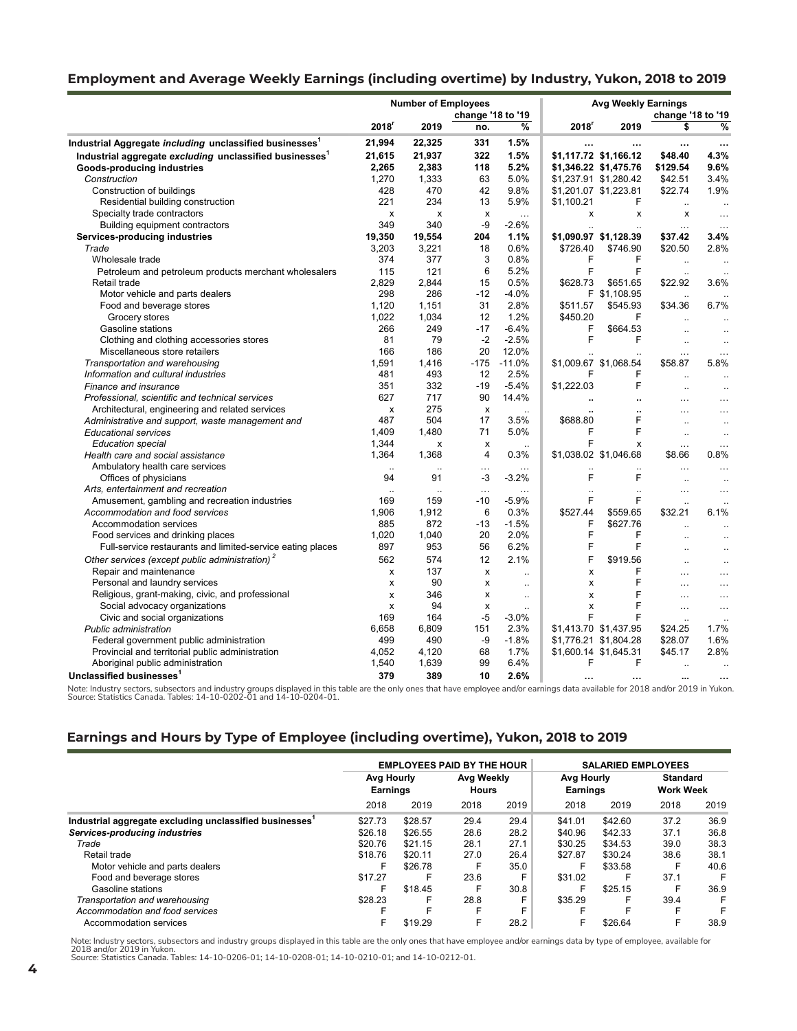## Employment and Average Weekly Earnings (including overtime) by Industry, Yukon, 2018 to 2019

| | Number of Employees | | | | Avg Weekly Earnings | | | |
|---|---|---|---|---|---|---|---|---|
| | | | change '18 to '19 | | | | change '18 to '19 | |
| | 2018[r] | 2019 | no. | % | 2018[r] | 2019 | $ | % |
| **Industrial Aggregate *including* unclassified businesses[1]** | **21,994** | **22,325** | **331** | **1.5%** | **…** | **…** | **…** | **…** |
| **Industrial aggregate *excluding* unclassified businesses[1]** | **21,615** | **21,937** | **322** | **1.5%** | **$1,117.72** | **$1,166.12** | **$48.40** | **4.3%** |
| **Goods-producing industries** | **2,265** | **2,383** | **118** | **5.2%** | **$1,346.22** | **$1,475.76** | **$129.54** | **9.6%** |
| *Construction* | 1,270 | 1,333 | 63 | 5.0% | $1,237.91 | $1,280.42 | $42.51 | 3.4% |
| Construction of buildings | 428 | 470 | 42 | 9.8% | $1,201.07 | $1,223.81 | $22.74 | 1.9% |
| Residential building construction | 221 | 234 | 13 | 5.9% | $1,100.21 | F | .. | .. |
| Specialty trade contractors | x | x | x | … | x | x | x | … |
| Building equipment contractors | 349 | 340 | -9 | -2.6% | .. | .. | … | … |
| **Services-producing industries** | **19,350** | **19,554** | **204** | **1.1%** | **$1,090.97** | **$1,128.39** | **$37.42** | **3.4%** |
| *Trade* | 3,203 | 3,221 | 18 | 0.6% | $726.40 | $746.90 | $20.50 | 2.8% |
| Wholesale trade | 374 | 377 | 3 | 0.8% | F | F | .. | .. |
| Petroleum and petroleum products merchant wholesalers | 115 | 121 | 6 | 5.2% | F | F | .. | .. |
| Retail trade | 2,829 | 2,844 | 15 | 0.5% | $628.73 | $651.65 | $22.92 | 3.6% |
| Motor vehicle and parts dealers | 298 | 286 | -12 | -4.0% | F | $1,108.95 | .. | .. |
| Food and beverage stores | 1,120 | 1,151 | 31 | 2.8% | $511.57 | $545.93 | $34.36 | 6.7% |
| Grocery stores | 1,022 | 1,034 | 12 | 1.2% | $450.20 | F | .. | .. |
| Gasoline stations | 266 | 249 | -17 | -6.4% | F | $664.53 | .. | .. |
| Clothing and clothing accessories stores | 81 | 79 | -2 | -2.5% | F | F | .. | .. |
| Miscellaneous store retailers | 166 | 186 | 20 | 12.0% | .. | .. | … | … |
| *Transportation and warehousing* | 1,591 | 1,416 | -175 | -11.0% | $1,009.67 | $1,068.54 | $58.87 | 5.8% |
| *Information and cultural industries* | 481 | 493 | 12 | 2.5% | F | F | .. | .. |
| *Finance and insurance* | 351 | 332 | -19 | -5.4% | $1,222.03 | F | .. | .. |
| *Professional, scientific and technical services* | 627 | 717 | 90 | 14.4% | .. | .. | … | … |
| Architectural, engineering and related services | x | 275 | x | .. | .. | .. | … | … |
| *Administrative and support, waste management and* | 487 | 504 | 17 | 3.5% | $688.80 | F | .. | .. |
| *Educational services* | 1,409 | 1,480 | 71 | 5.0% | F | F | .. | .. |
| *Education special* | 1,344 | x | x | .. | F | x | … | … |
| *Health care and social assistance* | 1,364 | 1,368 | 4 | 0.3% | $1,038.02 | $1,046.68 | $8.66 | 0.8% |
| Ambulatory health care services | .. | .. | … | … | .. | .. | … | … |
| Offices of physicians | 94 | 91 | -3 | -3.2% | F | F | .. | .. |
| *Arts, entertainment and recreation* | .. | .. | … | … | .. | .. | … | … |
| Amusement, gambling and recreation industries | 169 | 159 | -10 | -5.9% | F | F | .. | .. |
| *Accommodation and food services* | 1,906 | 1,912 | 6 | 0.3% | $527.44 | $559.65 | $32.21 | 6.1% |
| Accommodation services | 885 | 872 | -13 | -1.5% | F | $627.76 | .. | .. |
| Food services and drinking places | 1,020 | 1,040 | 20 | 2.0% | F | F | .. | .. |
| Full-service restaurants and limited-service eating places | 897 | 953 | 56 | 6.2% | F | F | .. | .. |
| *Other services (except public administration)[2]* | 562 | 574 | 12 | 2.1% | F | $919.56 | .. | .. |
| Repair and maintenance | x | 137 | x | .. | x | F | … | … |
| Personal and laundry services | x | 90 | x | .. | x | F | … | … |
| Religious, grant-making, civic, and professional | x | 346 | x | .. | x | F | … | … |
| Social advocacy organizations | x | 94 | x | .. | x | F | … | … |
| Civic and social organizations | 169 | 164 | -5 | -3.0% | F | F | .. | .. |
| *Public administration* | 6,658 | 6,809 | 151 | 2.3% | $1,413.70 | $1,437.95 | $24.25 | 1.7% |
| Federal government public administration | 499 | 490 | -9 | -1.8% | $1,776.21 | $1,804.28 | $28.07 | 1.6% |
| Provincial and territorial public administration | 4,052 | 4,120 | 68 | 1.7% | $1,600.14 | $1,645.31 | $45.17 | 2.8% |
| Aboriginal public administration | 1,540 | 1,639 | 99 | 6.4% | F | F | .. | .. |
| **Unclassified businesses[1]** | **379** | **389** | **10** | **2.6%** | **…** | **…** | **…** | **…** |

Note: Industry sectors, subsectors and industry groups displayed in this table are the only ones that have employee and/or earnings data available for 2018 and/or 2019 in Yukon.
Source: Statistics Canada. Tables: 14-10-0202-01 and 14-10-0204-01.

## Earnings and Hours by Type of Employee (including overtime), Yukon, 2018 to 2019

| | EMPLOYEES PAID BY THE HOUR | | | | SALARIED EMPLOYEES | | | |
|---|---|---|---|---|---|---|---|---|
| | Avg Hourly Earnings | | Avg Weekly Hours | | Avg Hourly Earnings | | Standard Work Week | |
| | 2018 | 2019 | 2018 | 2019 | 2018 | 2019 | 2018 | 2019 |
| **Industrial aggregate excluding unclassified businesses[1]** | $27.73 | $28.57 | 29.4 | 29.4 | $41.01 | $42.60 | 37.2 | 36.9 |
| ***Services-producing industries*** | $26.18 | $26.55 | 28.6 | 28.2 | $40.96 | $42.33 | 37.1 | 36.8 |
| *Trade* | $20.76 | $21.15 | 28.1 | 27.1 | $30.25 | $34.53 | 39.0 | 38.3 |
| Retail trade | $18.76 | $20.11 | 27.0 | 26.4 | $27.87 | $30.24 | 38.6 | 38.1 |
| Motor vehicle and parts dealers | F | $26.78 | F | 35.0 | F | $33.58 | F | 40.6 |
| Food and beverage stores | $17.27 | F | 23.6 | F | $31.02 | F | 37.1 | F |
| Gasoline stations | F | $18.45 | F | 30.8 | F | $25.15 | F | 36.9 |
| *Transportation and warehousing* | $28.23 | F | 28.8 | F | $35.29 | F | 39.4 | F |
| *Accommodation and food services* | F | F | F | F | F | F | F | F |
| Accommodation services | F | $19.29 | F | 28.2 | F | $26.64 | F | 38.9 |

Note: Industry sectors, subsectors and industry groups displayed in this table are the only ones that have employee and/or earnings data by type of employee, available for 2018 and/or 2019 in Yukon.
Source: Statistics Canada. Tables: 14-10-0206-01; 14-10-0208-01; 14-10-0210-01; and 14-10-0212-01.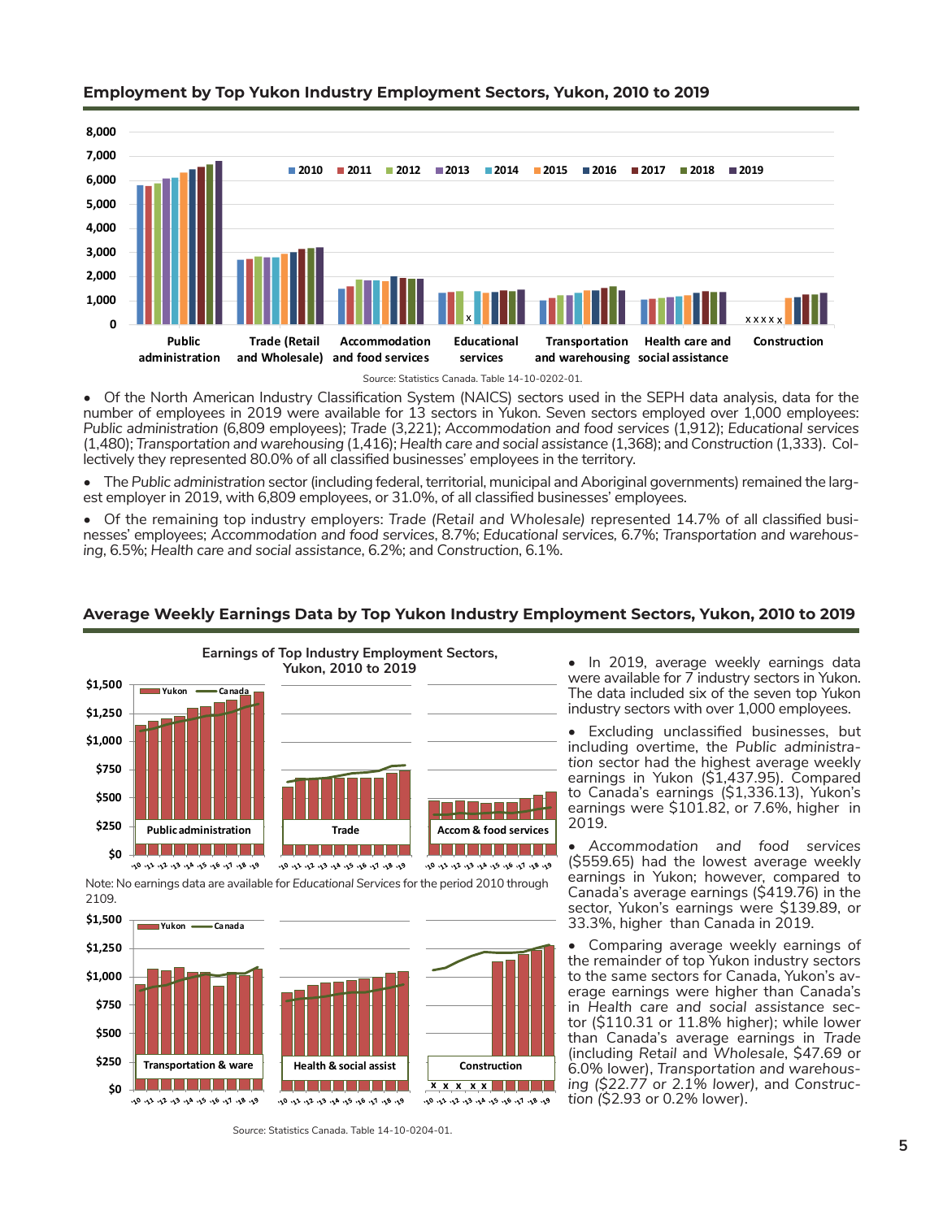## Employment by Top Yukon Industry Employment Sectors, Yukon, 2010 to 2019

8,000
7,000
6,000
5,000
4,000
3,000
2,000
1,000
0

2010 2011 2012 2013 2014 2015 2016 2017 2018 2019

x

x x x x x

Public administration
Trade (Retail and Wholesale)
Accommodation and food services
Educational services
Transportation and warehousing
Health care and social assistance
Construction

Source: Statistics Canada. Table 14-10-0202-01.

- Of the North American Industry Classification System (NAICS) sectors used in the SEPH data analysis, data for the number of employees in 2019 were available for 13 sectors in Yukon. Seven sectors employed over 1,000 employees: *Public administration* (6,809 employees); *Trade* (3,221); *Accommodation and food services* (1,912); *Educational services* (1,480); *Transportation and warehousing* (1,416); *Health care and social assistance* (1,368); and *Construction* (1,333). Collectively they represented 80.0% of all classified businesses' employees in the territory.
- The *Public administration* sector (including federal, territorial, municipal and Aboriginal governments) remained the largest employer in 2019, with 6,809 employees, or 31.0%, of all classified businesses' employees.
- Of the remaining top industry employers: *Trade (Retail and Wholesale)* represented 14.7% of all classified businesses' employees; *Accommodation and food services*, 8.7%; *Educational services*, 6.7%; *Transportation and warehousing*, 6.5%; *Health care and social assistance*, 6.2%; and *Construction*, 6.1%.

## Average Weekly Earnings Data by Top Yukon Industry Employment Sectors, Yukon, 2010 to 2019

**Earnings of Top Industry Employment Sectors, Yukon, 2010 to 2019**

$1,500
$1,250
$1,000
$750
$500
$250
$0

Yukon
Canada

Public administration
Trade
Accom & food services

'10 '11 '12 '13 '14 '15 '16 '17 '18 '19

Note: No earnings data are available for *Educational Services* for the period 2010 through 2109.

$1,500
$1,250
$1,000
$750
$500
$250
$0

Yukon
Canada

Transportation & ware
Health & social assist
Construction

x x x x x

'10 '11 '12 '13 '14 '15 '16 '17 '18 '19

Source: Statistics Canada. Table 14-10-0204-01.

- In 2019, average weekly earnings data were available for 7 industry sectors in Yukon. The data included six of the seven top Yukon industry sectors with over 1,000 employees.
- Excluding unclassified businesses, but including overtime, the *Public administration* sector had the highest average weekly earnings in Yukon ($1,437.95). Compared to Canada's earnings ($1,336.13), Yukon's earnings were $101.82, or 7.6%, higher in 2019.
- *Accommodation and food services* ($559.65) had the lowest average weekly earnings in Yukon; however, compared to Canada's average earnings ($419.76) in the sector, Yukon's earnings were $139.89, or 33.3%, higher than Canada in 2019.
- Comparing average weekly earnings of the remainder of top Yukon industry sectors to the same sectors for Canada, Yukon's average earnings were higher than Canada's in *Health care and social assistance* sector ($110.31 or 11.8% higher); while lower than Canada's average earnings in *Trade* (including *Retail* and *Wholesale*, $47.69 or 6.0% lower), *Transportation and warehousing ($22.77 or 2.1% lower)*, and *Construction* ($2.93 or 0.2% lower).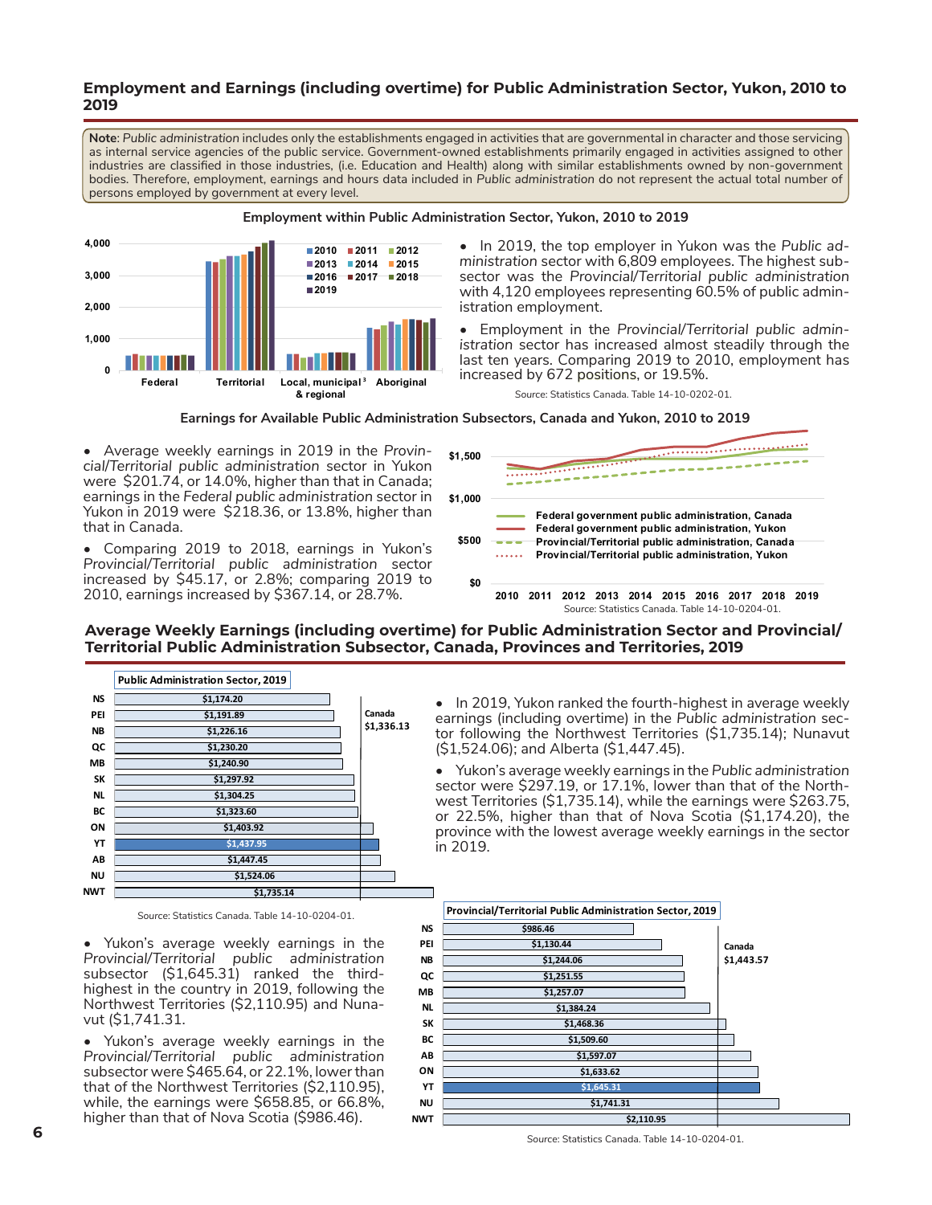## Employment and Earnings (including overtime) for Public Administration Sector, Yukon, 2010 to 2019

**Note**: *Public administration* includes only the establishments engaged in activities that are governmental in character and those servicing as internal service agencies of the public service. Government-owned establishments primarily engaged in activities assigned to other industries are classified in those industries, (i.e. Education and Health) along with similar establishments owned by non-government bodies. Therefore, employment, earnings and hours data included in *Public administration* do not represent the actual total number of persons employed by government at every level.

**Employment within Public Administration Sector, Yukon, 2010 to 2019**

4,000
3,000
2,000
1,000
0
2010 2011 2012 2013 2014 2015 2016 2017 2018 2019
Federal
Territorial
Local, municipal[3] & regional
Aboriginal

- In 2019, the top employer in Yukon was the *Public administration* sector with 6,809 employees. The highest sub-sector was the *Provincial/Territorial public administration* with 4,120 employees representing 60.5% of public administration employment.
- Employment in the *Provincial/Territorial public administration* sector has increased almost steadily through the last ten years. Comparing 2019 to 2010, employment has increased by 672 positions, or 19.5%.

Source: Statistics Canada. Table 14-10-0202-01.

**Earnings for Available Public Administration Subsectors, Canada and Yukon, 2010 to 2019**

- Average weekly earnings in 2019 in the *Provincial/Territorial public administration* sector in Yukon were $201.74, or 14.0%, higher than that in Canada; earnings in the *Federal public administration* sector in Yukon in 2019 were $218.36, or 13.8%, higher than that in Canada.
- Comparing 2019 to 2018, earnings in Yukon's *Provincial/Territorial public administration* sector increased by $45.17, or 2.8%; comparing 2019 to 2010, earnings increased by $367.14, or 28.7%.

$1,500
$1,000
$500
$0
2010 2011 2012 2013 2014 2015 2016 2017 2018 2019
Federal government public administration, Canada
Federal government public administration, Yukon
Provincial/Territorial public administration, Canada
Provincial/Territorial public administration, Yukon

Source: Statistics Canada. Table 14-10-0204-01.

## Average Weekly Earnings (including overtime) for Public Administration Sector and Provincial/Territorial Public Administration Subsector, Canada, Provinces and Territories, 2019

Public Administration Sector, 2019
NS $1,174.20
PEI $1,191.89
NB $1,226.16
QC $1,230.20
MB $1,240.90
SK $1,297.92
NL $1,304.25
BC $1,323.60
ON $1,403.92
YT $1,437.95
AB $1,447.45
NU $1,524.06
NWT $1,735.14
Canada $1,336.13

Source: Statistics Canada. Table 14-10-0204-01.

- In 2019, Yukon ranked the fourth-highest in average weekly earnings (including overtime) in the *Public administration* sector following the Northwest Territories ($1,735.14); Nunavut ($1,524.06); and Alberta ($1,447.45).
- Yukon's average weekly earnings in the *Public administration* sector were $297.19, or 17.1%, lower than that of the Northwest Territories ($1,735.14), while the earnings were $263.75, or 22.5%, higher than that of Nova Scotia ($1,174.20), the province with the lowest average weekly earnings in the sector in 2019.
- Yukon's average weekly earnings in the *Provincial/Territorial public administration* subsector ($1,645.31) ranked the third-highest in the country in 2019, following the Northwest Territories ($2,110.95) and Nunavut ($1,741.31.
- Yukon's average weekly earnings in the *Provincial/Territorial public administration* subsector were $465.64, or 22.1%, lower than that of the Northwest Territories ($2,110.95), while, the earnings were $658.85, or 66.8%, higher than that of Nova Scotia ($986.46).

Provincial/Territorial Public Administration Sector, 2019
NS $986.46
PEI $1,130.44
NB $1,244.06
QC $1,251.55
MB $1,257.07
NL $1,384.24
SK $1,468.36
BC $1,509.60
AB $1,597.07
ON $1,633.62
YT $1,645.31
NU $1,741.31
NWT $2,110.95
Canada $1,443.57

Source: Statistics Canada. Table 14-10-0204-01.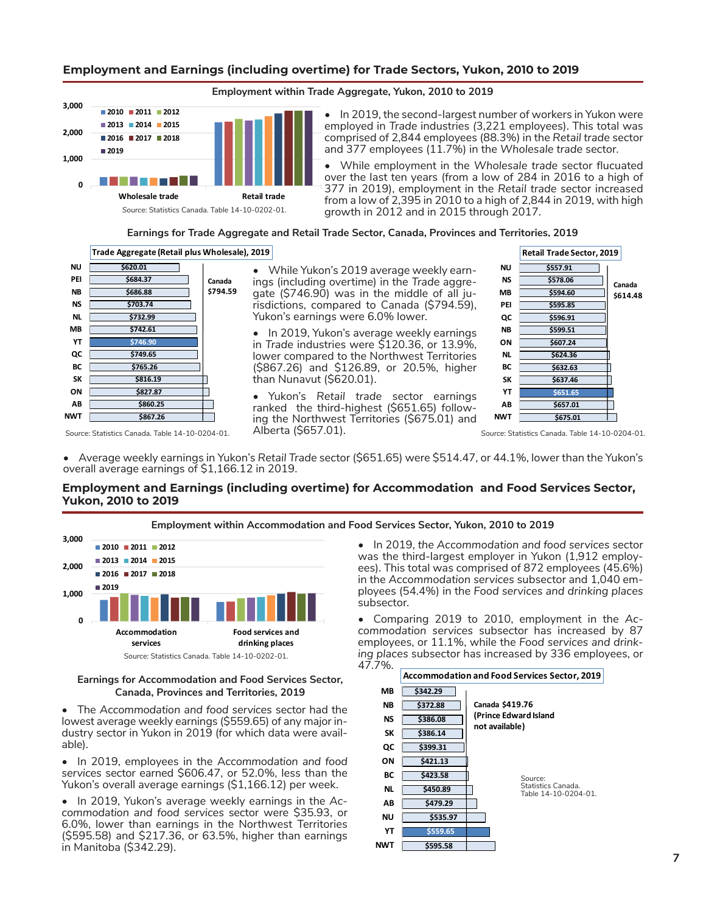## Employment and Earnings (including overtime) for Trade Sectors, Yukon, 2010 to 2019

**Employment within Trade Aggregate, Yukon, 2010 to 2019**

3,000
2,000
1,000
0

2010 2011 2012
2013 2014 2015
2016 2017 2018
2019

Wholesale trade
Retail trade

Source: Statistics Canada. Table 14-10-0202-01.

- In 2019, the second-largest number of workers in Yukon were employed in *Trade* industries (3,221 employees). This total was comprised of 2,844 employees (88.3%) in the *Retail trade* sector and 377 employees (11.7%) in the *Wholesale trade* sector.
- While employment in the *Wholesale trade* sector flucuated over the last ten years (from a low of 284 in 2016 to a high of 377 in 2019), employment in the *Retail trade* sector increased from a low of 2,395 in 2010 to a high of 2,844 in 2019, with high growth in 2012 and in 2015 through 2017.

**Earnings for Trade Aggregate and Retail Trade Sector, Canada, Provinces and Territories, 2019**

**Trade Aggregate (Retail plus Wholesale), 2019**

NU $620.01
PEI $684.37
NB $686.88
NS $703.74
NL $732.99
MB $742.61
YT $746.90
QC $749.65
BC $765.26
SK $816.19
ON $827.87
AB $860.25
NWT $867.26

Canada $794.59

Source: Statistics Canada. Table 14-10-0204-01.

- While Yukon's 2019 average weekly earnings (including overtime) in the Trade aggregate ($746.90) was in the middle of all jurisdictions, compared to Canada ($794.59), Yukon's earnings were 6.0% lower.
- In 2019, Yukon's average weekly earnings in *Trade* industries were $120.36, or 13.9%, lower compared to the Northwest Territories ($867.26) and $126.89, or 20.5%, higher than Nunavut ($620.01).
- Yukon's *Retail trade* sector earnings ranked the third-highest ($651.65) following the Northwest Territories ($675.01) and Alberta ($657.01).

**Retail Trade Sector, 2019**

NU $557.91
NS $578.06
MB $594.60
PEI $595.85
QC $596.91
NB $599.51
ON $607.24
NL $624.36
BC $632.63
SK $637.46
YT $651.65
AB $657.01
NWT $675.01

Canada $614.48

Source: Statistics Canada. Table 14-10-0204-01.

- Average weekly earnings in Yukon's *Retail Trade* sector ($651.65) were $514.47, or 44.1%, lower than the Yukon's overall average earnings of $1,166.12 in 2019.

## Employment and Earnings (including overtime) for Accommodation and Food Services Sector, Yukon, 2010 to 2019

**Employment within Accommodation and Food Services Sector, Yukon, 2010 to 2019**

3,000
2,000
1,000
0

2010 2011 2012
2013 2014 2015
2016 2017 2018
2019

Accommodation services
Food services and drinking places

Source: Statistics Canada. Table 14-10-0202-01.

- In 2019, the *Accommodation and food services* sector was the third-largest employer in Yukon (1,912 employees). This total was comprised of 872 employees (45.6%) in the *Accommodation services* subsector and 1,040 employees (54.4%) in the *Food services and drinking places* subsector.
- Comparing 2019 to 2010, employment in the *Accommodation services* subsector has increased by 87 employees, or 11.1%, while the *Food services and drinking places* subsector has increased by 336 employees, or 47.7%.

**Earnings for Accommodation and Food Services Sector, Canada, Provinces and Territories, 2019**

- The *Accommodation and food services* sector had the lowest average weekly earnings ($559.65) of any major industry sector in Yukon in 2019 (for which data were available).
- In 2019, employees in the *Accommodation and food services* sector earned $606.47, or 52.0%, less than the Yukon's overall average earnings ($1,166.12) per week.
- In 2019, Yukon's average weekly earnings in the *Accommodation and food services* sector were $35.93, or 6.0%, lower than earnings in the Northwest Territories ($595.58) and $217.36, or 63.5%, higher than earnings in Manitoba ($342.29).

**Accommodation and Food Services Sector, 2019**

MB $342.29
NB $372.88
NS $386.08
SK $386.14
QC $399.31
ON $421.13
BC $423.58
NL $450.89
AB $479.29
NU $535.97
YT $559.65
NWT $595.58

Canada $419.76
(Prince Edward Island not available)

Source: Statistics Canada. Table 14-10-0204-01.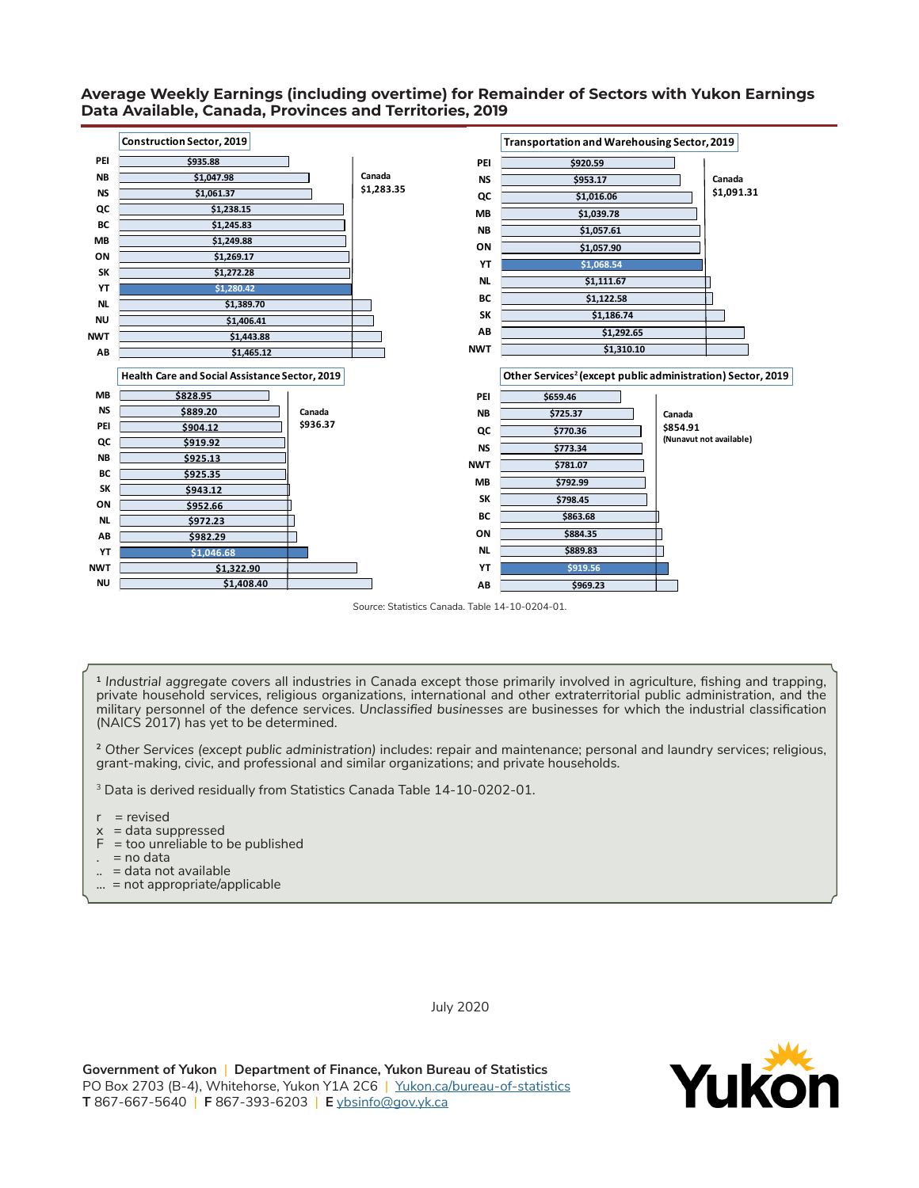## Average Weekly Earnings (including overtime) for Remainder of Sectors with Yukon Earnings Data Available, Canada, Provinces and Territories, 2019

Construction Sector, 2019

PEI $935.88
NB $1,047.98
NS $1,061.37
QC $1,238.15
BC $1,245.83
MB $1,249.88
ON $1,269.17
SK $1,272.28
YT $1,280.42
NL $1,389.70
NU $1,406.41
NWT $1,443.88
AB $1,465.12

Canada $1,283.35

Transportation and Warehousing Sector, 2019

PEI $920.59
NS $953.17
QC $1,016.06
MB $1,039.78
NB $1,057.61
ON $1,057.90
YT $1,068.54
NL $1,111.67
BC $1,122.58
SK $1,186.74
AB $1,292.65
NWT $1,310.10

Canada $1,091.31

Health Care and Social Assistance Sector, 2019

MB $828.95
NS $889.20
PEI $904.12
QC $919.92
NB $925.13
BC $925.35
SK $943.12
ON $952.66
NL $972.23
AB $982.29
YT $1,046.68
NWT $1,322.90
NU $1,408.40

Canada $936.37

Other Services[2] (except public administration) Sector, 2019

PEI $659.46
NB $725.37
QC $770.36
NS $773.34
NWT $781.07
MB $792.99
SK $798.45
BC $863.68
ON $884.35
NL $889.83
YT $919.56
AB $969.23

Canada $854.91
(Nunavut not available)

Source: Statistics Canada. Table 14-10-0204-01.

---

[1] *Industrial aggregate* covers all industries in Canada except those primarily involved in agriculture, fishing and trapping, private household services, religious organizations, international and other extraterritorial public administration, and the military personnel of the defence services. *Unclassified businesses* are businesses for which the industrial classification (NAICS 2017) has yet to be determined.

[2] *Other Services (except public administration)* includes: repair and maintenance; personal and laundry services; religious, grant-making, civic, and professional and similar organizations; and private households.

[3] Data is derived residually from Statistics Canada Table 14-10-0202-01.

r = revised
x = data suppressed
F = too unreliable to be published
. = no data
.. = data not available
... = not appropriate/applicable

July 2020

**Government of Yukon | Department of Finance, Yukon Bureau of Statistics**
PO Box 2703 (B-4), Whitehorse, Yukon Y1A 2C6 | Yukon.ca/bureau-of-statistics
**T** 867-667-5640 | **F** 867-393-6203 | **E** ybsinfo@gov.yk.ca

Yukon